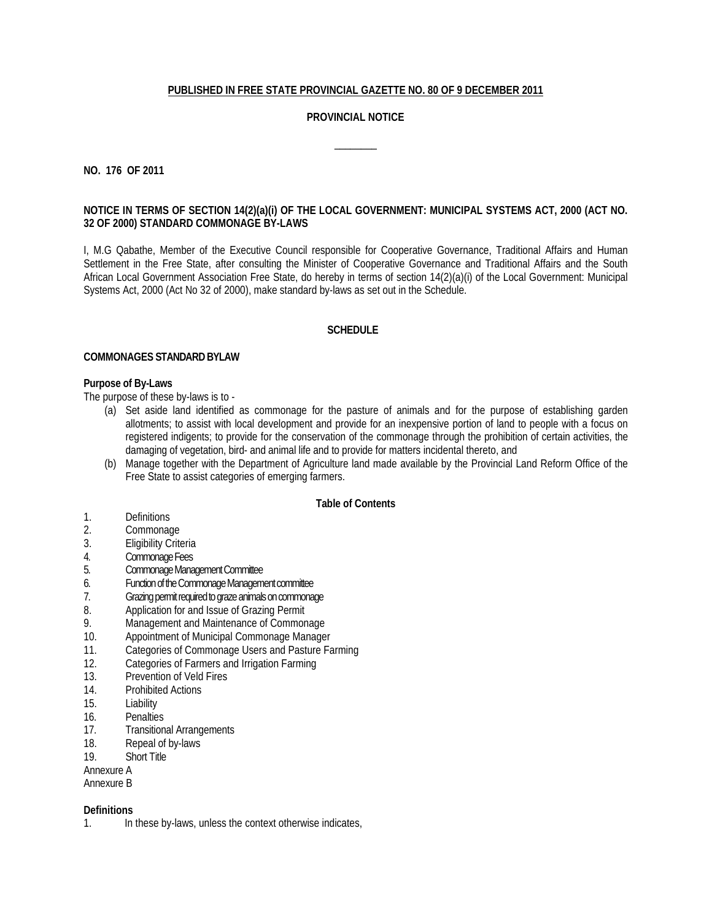**PUBLISHED IN FREE STATE PROVINCIAL GAZETTE NO. 80 OF 9 DECEMBER 2011**

**PROVINCIAL NOTICE**

---

**NO. 176 OF 2011**

**NOTICE IN TERMS OF SECTION 14(2)(a)(i) OF THE LOCAL GOVERNMENT: MUNICIPAL SYSTEMS ACT, 2000 (ACT NO. 32 OF 2000) STANDARD COMMONAGE BY-LAWS**

I, M.G Qabathe, Member of the Executive Council responsible for Cooperative Governance, Traditional Affairs and Human Settlement in the Free State, after consulting the Minister of Cooperative Governance and Traditional Affairs and the South African Local Government Association Free State, do hereby in terms of section 14(2)(a)(i) of the Local Government: Municipal Systems Act, 2000 (Act No 32 of 2000), make standard by-laws as set out in the Schedule.

**SCHEDULE**

**COMMONAGES STANDARD BYLAW**

**Purpose of By-Laws**

The purpose of these by-laws is to -

(a) Set aside land identified as commonage for the pasture of animals and for the purpose of establishing garden allotments; to assist with local development and provide for an inexpensive portion of land to people with a focus on registered indigents; to provide for the conservation of the commonage through the prohibition of certain activities, the damaging of vegetation, bird- and animal life and to provide for matters incidental thereto, and

(b) Manage together with the Department of Agriculture land made available by the Provincial Land Reform Office of the Free State to assist categories of emerging farmers.

**Table of Contents**

1. Definitions
2. Commonage
3. Eligibility Criteria
4. Commonage Fees
5. Commonage Management Committee
6. Function of the Commonage Management committee
7. Grazing permit required to graze animals on commonage
8. Application for and Issue of Grazing Permit
9. Management and Maintenance of Commonage
10. Appointment of Municipal Commonage Manager
11. Categories of Commonage Users and Pasture Farming
12. Categories of Farmers and Irrigation Farming
13. Prevention of Veld Fires
14. Prohibited Actions
15. Liability
16. Penalties
17. Transitional Arrangements
18. Repeal of by-laws
19. Short Title

Annexure A
Annexure B

**Definitions**

1. In these by-laws, unless the context otherwise indicates,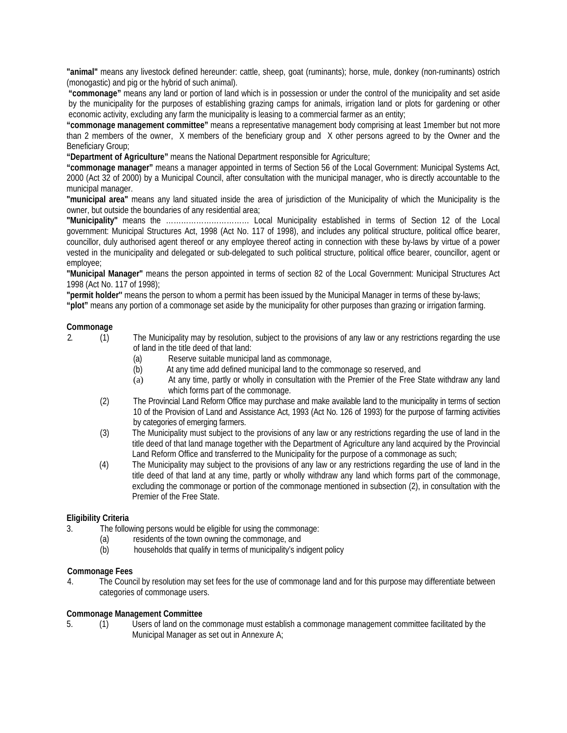**"animal"** means any livestock defined hereunder: cattle, sheep, goat (ruminants); horse, mule, donkey (non-ruminants) ostrich (monogastic) and pig or the hybrid of such animal).

**"commonage"** means any land or portion of land which is in possession or under the control of the municipality and set aside by the municipality for the purposes of establishing grazing camps for animals, irrigation land or plots for gardening or other economic activity, excluding any farm the municipality is leasing to a commercial farmer as an entity;

**"commonage management committee"** means a representative management body comprising at least 1member but not more than 2 members of the owner, X members of the beneficiary group and X other persons agreed to by the Owner and the Beneficiary Group;

**"Department of Agriculture"** means the National Department responsible for Agriculture;

**"commonage manager"** means a manager appointed in terms of Section 56 of the Local Government: Municipal Systems Act, 2000 (Act 32 of 2000) by a Municipal Council, after consultation with the municipal manager, who is directly accountable to the municipal manager.

**"municipal area"** means any land situated inside the area of jurisdiction of the Municipality of which the Municipality is the owner, but outside the boundaries of any residential area;

**"Municipality"** means the ……………………………. Local Municipality established in terms of Section 12 of the Local government: Municipal Structures Act, 1998 (Act No. 117 of 1998), and includes any political structure, political office bearer, councillor, duly authorised agent thereof or any employee thereof acting in connection with these by-laws by virtue of a power vested in the municipality and delegated or sub-delegated to such political structure, political office bearer, councillor, agent or employee;

**"Municipal Manager"** means the person appointed in terms of section 82 of the Local Government: Municipal Structures Act 1998 (Act No. 117 of 1998);

**"permit holder"** means the person to whom a permit has been issued by the Municipal Manager in terms of these by-laws;

**"plot"** means any portion of a commonage set aside by the municipality for other purposes than grazing or irrigation farming.

**Commonage**

2. (1) The Municipality may by resolution, subject to the provisions of any law or any restrictions regarding the use of land in the title deed of that land:
   - (a) Reserve suitable municipal land as commonage,
   - (b) At any time add defined municipal land to the commonage so reserved, and
   - (a) At any time, partly or wholly in consultation with the Premier of the Free State withdraw any land which forms part of the commonage.

   (2) The Provincial Land Reform Office may purchase and make available land to the municipality in terms of section 10 of the Provision of Land and Assistance Act, 1993 (Act No. 126 of 1993) for the purpose of farming activities by categories of emerging farmers.

   (3) The Municipality must subject to the provisions of any law or any restrictions regarding the use of land in the title deed of that land manage together with the Department of Agriculture any land acquired by the Provincial Land Reform Office and transferred to the Municipality for the purpose of a commonage as such;

   (4) The Municipality may subject to the provisions of any law or any restrictions regarding the use of land in the title deed of that land at any time, partly or wholly withdraw any land which forms part of the commonage, excluding the commonage or portion of the commonage mentioned in subsection (2), in consultation with the Premier of the Free State.

**Eligibility Criteria**

3. The following persons would be eligible for using the commonage:
   - (a) residents of the town owning the commonage, and
   - (b) households that qualify in terms of municipality's indigent policy

**Commonage Fees**

4. The Council by resolution may set fees for the use of commonage land and for this purpose may differentiate between categories of commonage users.

**Commonage Management Committee**

5. (1) Users of land on the commonage must establish a commonage management committee facilitated by the Municipal Manager as set out in Annexure A;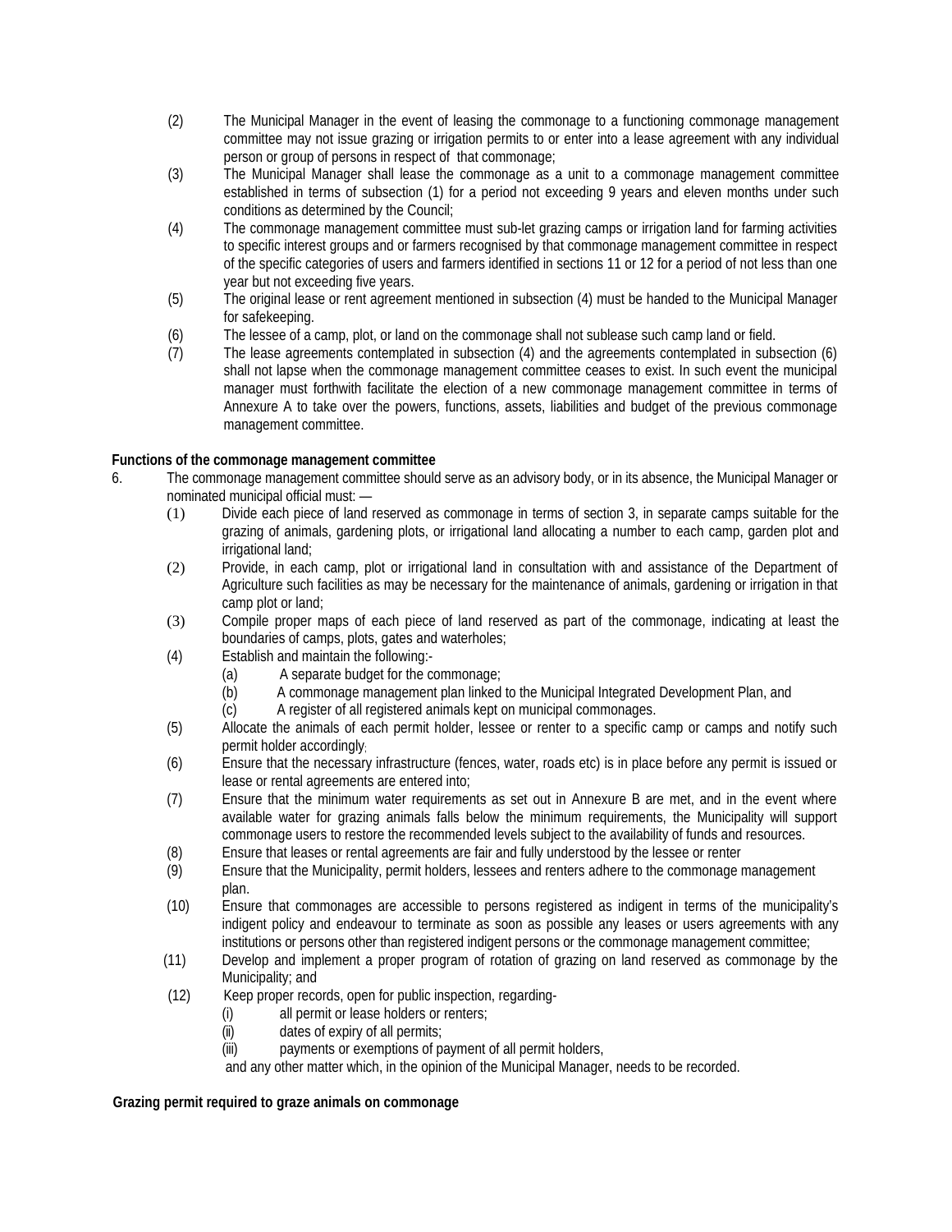(2) The Municipal Manager in the event of leasing the commonage to a functioning commonage management committee may not issue grazing or irrigation permits to or enter into a lease agreement with any individual person or group of persons in respect of that commonage;

(3) The Municipal Manager shall lease the commonage as a unit to a commonage management committee established in terms of subsection (1) for a period not exceeding 9 years and eleven months under such conditions as determined by the Council;

(4) The commonage management committee must sub-let grazing camps or irrigation land for farming activities to specific interest groups and or farmers recognised by that commonage management committee in respect of the specific categories of users and farmers identified in sections 11 or 12 for a period of not less than one year but not exceeding five years.

(5) The original lease or rent agreement mentioned in subsection (4) must be handed to the Municipal Manager for safekeeping.

(6) The lessee of a camp, plot, or land on the commonage shall not sublease such camp land or field.

(7) The lease agreements contemplated in subsection (4) and the agreements contemplated in subsection (6) shall not lapse when the commonage management committee ceases to exist. In such event the municipal manager must forthwith facilitate the election of a new commonage management committee in terms of Annexure A to take over the powers, functions, assets, liabilities and budget of the previous commonage management committee.

**Functions of the commonage management committee**

6. The commonage management committee should serve as an advisory body, or in its absence, the Municipal Manager or nominated municipal official must: —

(1) Divide each piece of land reserved as commonage in terms of section 3, in separate camps suitable for the grazing of animals, gardening plots, or irrigational land allocating a number to each camp, garden plot and irrigational land;

(2) Provide, in each camp, plot or irrigational land in consultation with and assistance of the Department of Agriculture such facilities as may be necessary for the maintenance of animals, gardening or irrigation in that camp plot or land;

(3) Compile proper maps of each piece of land reserved as part of the commonage, indicating at least the boundaries of camps, plots, gates and waterholes;

(4) Establish and maintain the following:-

(a) A separate budget for the commonage;

(b) A commonage management plan linked to the Municipal Integrated Development Plan, and

(c) A register of all registered animals kept on municipal commonages.

(5) Allocate the animals of each permit holder, lessee or renter to a specific camp or camps and notify such permit holder accordingly;

(6) Ensure that the necessary infrastructure (fences, water, roads etc) is in place before any permit is issued or lease or rental agreements are entered into;

(7) Ensure that the minimum water requirements as set out in Annexure B are met, and in the event where available water for grazing animals falls below the minimum requirements, the Municipality will support commonage users to restore the recommended levels subject to the availability of funds and resources.

(8) Ensure that leases or rental agreements are fair and fully understood by the lessee or renter

(9) Ensure that the Municipality, permit holders, lessees and renters adhere to the commonage management plan.

(10) Ensure that commonages are accessible to persons registered as indigent in terms of the municipality's indigent policy and endeavour to terminate as soon as possible any leases or users agreements with any institutions or persons other than registered indigent persons or the commonage management committee;

(11) Develop and implement a proper program of rotation of grazing on land reserved as commonage by the Municipality; and

(12) Keep proper records, open for public inspection, regarding-

(i) all permit or lease holders or renters;

(ii) dates of expiry of all permits;

(iii) payments or exemptions of payment of all permit holders,

and any other matter which, in the opinion of the Municipal Manager, needs to be recorded.

**Grazing permit required to graze animals on commonage**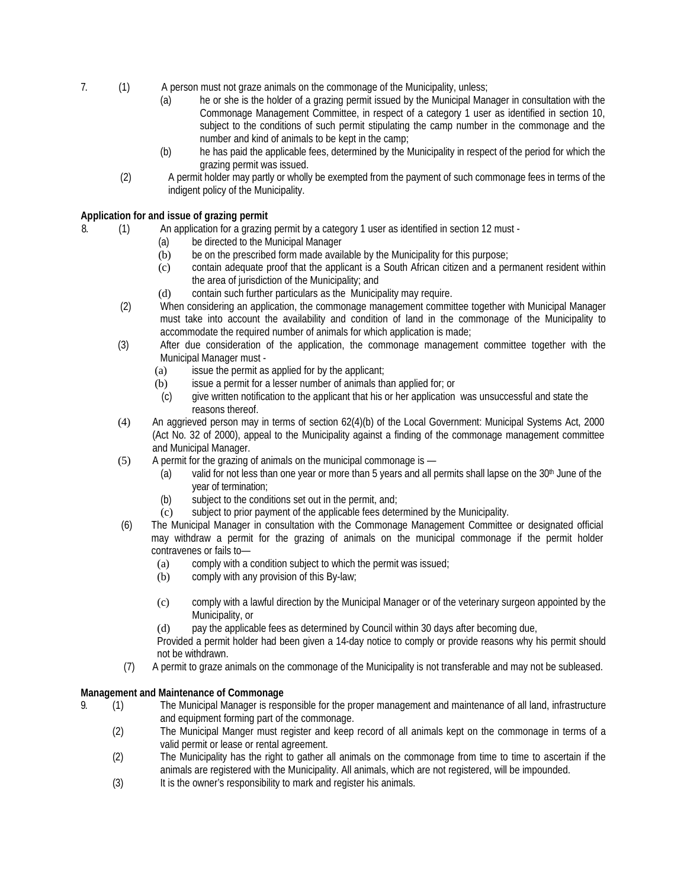7. (1) A person must not graze animals on the commonage of the Municipality, unless;

   (a) he or she is the holder of a grazing permit issued by the Municipal Manager in consultation with the Commonage Management Committee, in respect of a category 1 user as identified in section 10, subject to the conditions of such permit stipulating the camp number in the commonage and the number and kind of animals to be kept in the camp;

   (b) he has paid the applicable fees, determined by the Municipality in respect of the period for which the grazing permit was issued.

   (2) A permit holder may partly or wholly be exempted from the payment of such commonage fees in terms of the indigent policy of the Municipality.

**Application for and issue of grazing permit**

8. (1) An application for a grazing permit by a category 1 user as identified in section 12 must -

   (a) be directed to the Municipal Manager

   (b) be on the prescribed form made available by the Municipality for this purpose;

   (c) contain adequate proof that the applicant is a South African citizen and a permanent resident within the area of jurisdiction of the Municipality; and

   (d) contain such further particulars as the Municipality may require.

   (2) When considering an application, the commonage management committee together with Municipal Manager must take into account the availability and condition of land in the commonage of the Municipality to accommodate the required number of animals for which application is made;

   (3) After due consideration of the application, the commonage management committee together with the Municipal Manager must -

   (a) issue the permit as applied for by the applicant;

   (b) issue a permit for a lesser number of animals than applied for; or

   (c) give written notification to the applicant that his or her application was unsuccessful and state the reasons thereof.

   (4) An aggrieved person may in terms of section 62(4)(b) of the Local Government: Municipal Systems Act, 2000 (Act No. 32 of 2000), appeal to the Municipality against a finding of the commonage management committee and Municipal Manager.

   (5) A permit for the grazing of animals on the municipal commonage is —

   (a) valid for not less than one year or more than 5 years and all permits shall lapse on the 30th June of the year of termination;

   (b) subject to the conditions set out in the permit, and;

   (c) subject to prior payment of the applicable fees determined by the Municipality.

   (6) The Municipal Manager in consultation with the Commonage Management Committee or designated official may withdraw a permit for the grazing of animals on the municipal commonage if the permit holder contravenes or fails to—

   (a) comply with a condition subject to which the permit was issued;

   (b) comply with any provision of this By-law;

   (c) comply with a lawful direction by the Municipal Manager or of the veterinary surgeon appointed by the Municipality, or

   (d) pay the applicable fees as determined by Council within 30 days after becoming due,

   Provided a permit holder had been given a 14-day notice to comply or provide reasons why his permit should not be withdrawn.

   (7) A permit to graze animals on the commonage of the Municipality is not transferable and may not be subleased.

**Management and Maintenance of Commonage**

9. (1) The Municipal Manager is responsible for the proper management and maintenance of all land, infrastructure and equipment forming part of the commonage.

   (2) The Municipal Manger must register and keep record of all animals kept on the commonage in terms of a valid permit or lease or rental agreement.

   (2) The Municipality has the right to gather all animals on the commonage from time to time to ascertain if the animals are registered with the Municipality. All animals, which are not registered, will be impounded.

   (3) It is the owner's responsibility to mark and register his animals.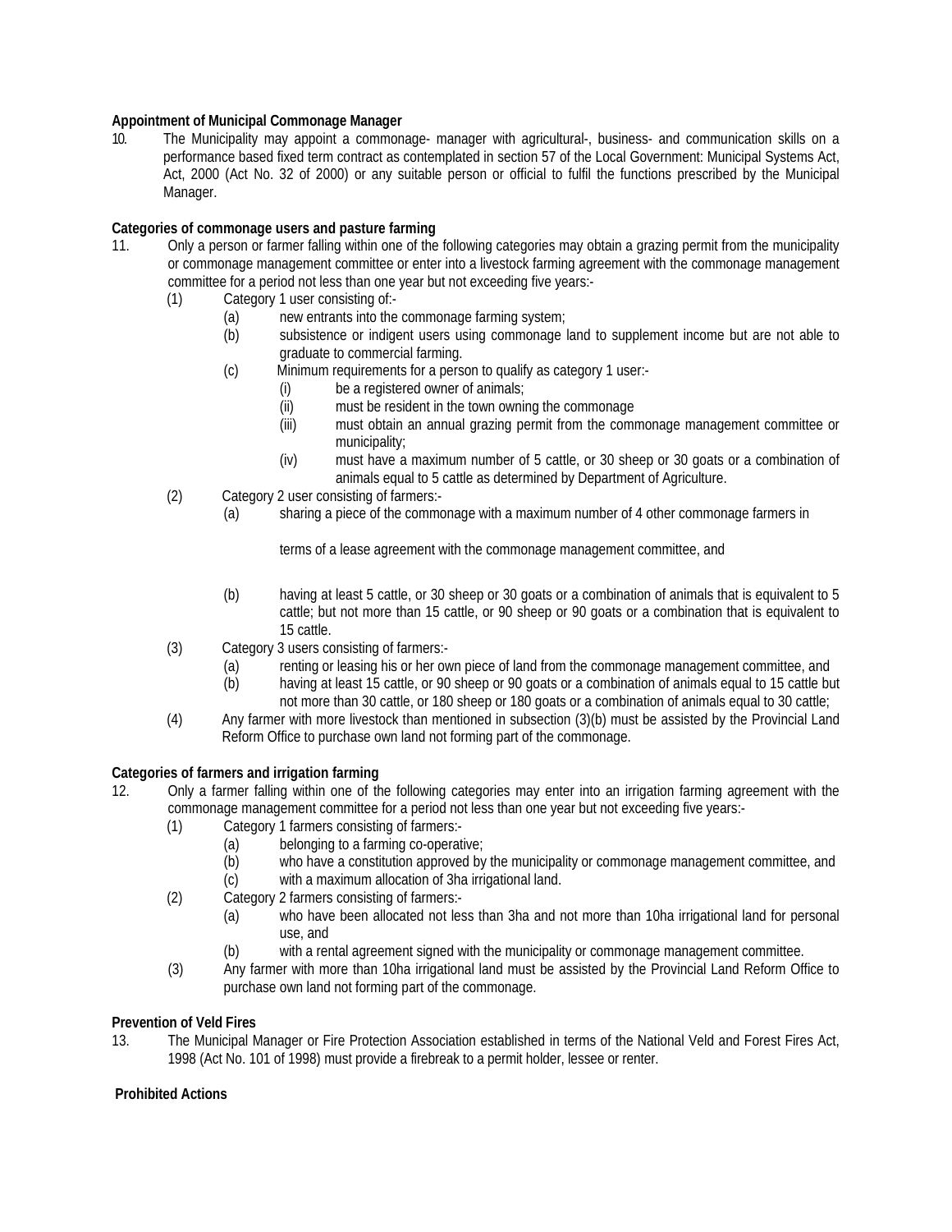**Appointment of Municipal Commonage Manager**

10. The Municipality may appoint a commonage- manager with agricultural-, business- and communication skills on a performance based fixed term contract as contemplated in section 57 of the Local Government: Municipal Systems Act, Act, 2000 (Act No. 32 of 2000) or any suitable person or official to fulfil the functions prescribed by the Municipal Manager.

**Categories of commonage users and pasture farming**

11. Only a person or farmer falling within one of the following categories may obtain a grazing permit from the municipality or commonage management committee or enter into a livestock farming agreement with the commonage management committee for a period not less than one year but not exceeding five years:-
    - (1) Category 1 user consisting of:-
        - (a) new entrants into the commonage farming system;
        - (b) subsistence or indigent users using commonage land to supplement income but are not able to graduate to commercial farming.
        - (c) Minimum requirements for a person to qualify as category 1 user:-
            - (i) be a registered owner of animals;
            - (ii) must be resident in the town owning the commonage
            - (iii) must obtain an annual grazing permit from the commonage management committee or municipality;
            - (iv) must have a maximum number of 5 cattle, or 30 sheep or 30 goats or a combination of animals equal to 5 cattle as determined by Department of Agriculture.
    - (2) Category 2 user consisting of farmers:-
        - (a) sharing a piece of the commonage with a maximum number of 4 other commonage farmers in terms of a lease agreement with the commonage management committee, and
        - (b) having at least 5 cattle, or 30 sheep or 30 goats or a combination of animals that is equivalent to 5 cattle; but not more than 15 cattle, or 90 sheep or 90 goats or a combination that is equivalent to 15 cattle.
    - (3) Category 3 users consisting of farmers:-
        - (a) renting or leasing his or her own piece of land from the commonage management committee, and
        - (b) having at least 15 cattle, or 90 sheep or 90 goats or a combination of animals equal to 15 cattle but not more than 30 cattle, or 180 sheep or 180 goats or a combination of animals equal to 30 cattle;
    - (4) Any farmer with more livestock than mentioned in subsection (3)(b) must be assisted by the Provincial Land Reform Office to purchase own land not forming part of the commonage.

**Categories of farmers and irrigation farming**

12. Only a farmer falling within one of the following categories may enter into an irrigation farming agreement with the commonage management committee for a period not less than one year but not exceeding five years:-
    - (1) Category 1 farmers consisting of farmers:-
        - (a) belonging to a farming co-operative;
        - (b) who have a constitution approved by the municipality or commonage management committee, and
        - (c) with a maximum allocation of 3ha irrigational land.
    - (2) Category 2 farmers consisting of farmers:-
        - (a) who have been allocated not less than 3ha and not more than 10ha irrigational land for personal use, and
        - (b) with a rental agreement signed with the municipality or commonage management committee.
    - (3) Any farmer with more than 10ha irrigational land must be assisted by the Provincial Land Reform Office to purchase own land not forming part of the commonage.

**Prevention of Veld Fires**

13. The Municipal Manager or Fire Protection Association established in terms of the National Veld and Forest Fires Act, 1998 (Act No. 101 of 1998) must provide a firebreak to a permit holder, lessee or renter.

**Prohibited Actions**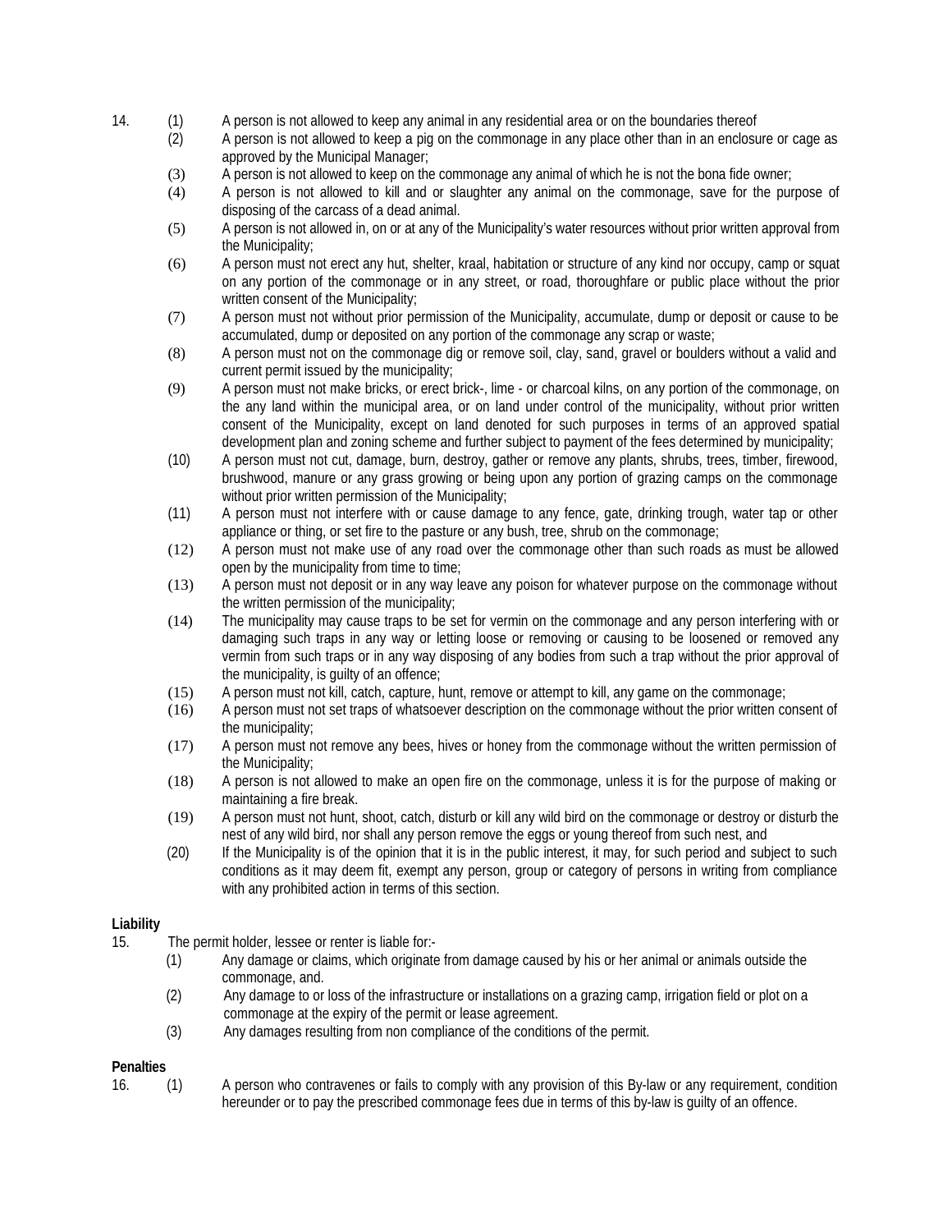14. (1) A person is not allowed to keep any animal in any residential area or on the boundaries thereof

(2) A person is not allowed to keep a pig on the commonage in any place other than in an enclosure or cage as approved by the Municipal Manager;

(3) A person is not allowed to keep on the commonage any animal of which he is not the bona fide owner;

(4) A person is not allowed to kill and or slaughter any animal on the commonage, save for the purpose of disposing of the carcass of a dead animal.

(5) A person is not allowed in, on or at any of the Municipality's water resources without prior written approval from the Municipality;

(6) A person must not erect any hut, shelter, kraal, habitation or structure of any kind nor occupy, camp or squat on any portion of the commonage or in any street, or road, thoroughfare or public place without the prior written consent of the Municipality;

(7) A person must not without prior permission of the Municipality, accumulate, dump or deposit or cause to be accumulated, dump or deposited on any portion of the commonage any scrap or waste;

(8) A person must not on the commonage dig or remove soil, clay, sand, gravel or boulders without a valid and current permit issued by the municipality;

(9) A person must not make bricks, or erect brick-, lime - or charcoal kilns, on any portion of the commonage, on the any land within the municipal area, or on land under control of the municipality, without prior written consent of the Municipality, except on land denoted for such purposes in terms of an approved spatial development plan and zoning scheme and further subject to payment of the fees determined by municipality;

(10) A person must not cut, damage, burn, destroy, gather or remove any plants, shrubs, trees, timber, firewood, brushwood, manure or any grass growing or being upon any portion of grazing camps on the commonage without prior written permission of the Municipality;

(11) A person must not interfere with or cause damage to any fence, gate, drinking trough, water tap or other appliance or thing, or set fire to the pasture or any bush, tree, shrub on the commonage;

(12) A person must not make use of any road over the commonage other than such roads as must be allowed open by the municipality from time to time;

(13) A person must not deposit or in any way leave any poison for whatever purpose on the commonage without the written permission of the municipality;

(14) The municipality may cause traps to be set for vermin on the commonage and any person interfering with or damaging such traps in any way or letting loose or removing or causing to be loosened or removed any vermin from such traps or in any way disposing of any bodies from such a trap without the prior approval of the municipality, is guilty of an offence;

(15) A person must not kill, catch, capture, hunt, remove or attempt to kill, any game on the commonage;

(16) A person must not set traps of whatsoever description on the commonage without the prior written consent of the municipality;

(17) A person must not remove any bees, hives or honey from the commonage without the written permission of the Municipality;

(18) A person is not allowed to make an open fire on the commonage, unless it is for the purpose of making or maintaining a fire break.

(19) A person must not hunt, shoot, catch, disturb or kill any wild bird on the commonage or destroy or disturb the nest of any wild bird, nor shall any person remove the eggs or young thereof from such nest, and

(20) If the Municipality is of the opinion that it is in the public interest, it may, for such period and subject to such conditions as it may deem fit, exempt any person, group or category of persons in writing from compliance with any prohibited action in terms of this section.

**Liability**

15. The permit holder, lessee or renter is liable for:-

(1) Any damage or claims, which originate from damage caused by his or her animal or animals outside the commonage, and.

(2) Any damage to or loss of the infrastructure or installations on a grazing camp, irrigation field or plot on a commonage at the expiry of the permit or lease agreement.

(3) Any damages resulting from non compliance of the conditions of the permit.

**Penalties**

16. (1) A person who contravenes or fails to comply with any provision of this By-law or any requirement, condition hereunder or to pay the prescribed commonage fees due in terms of this by-law is guilty of an offence.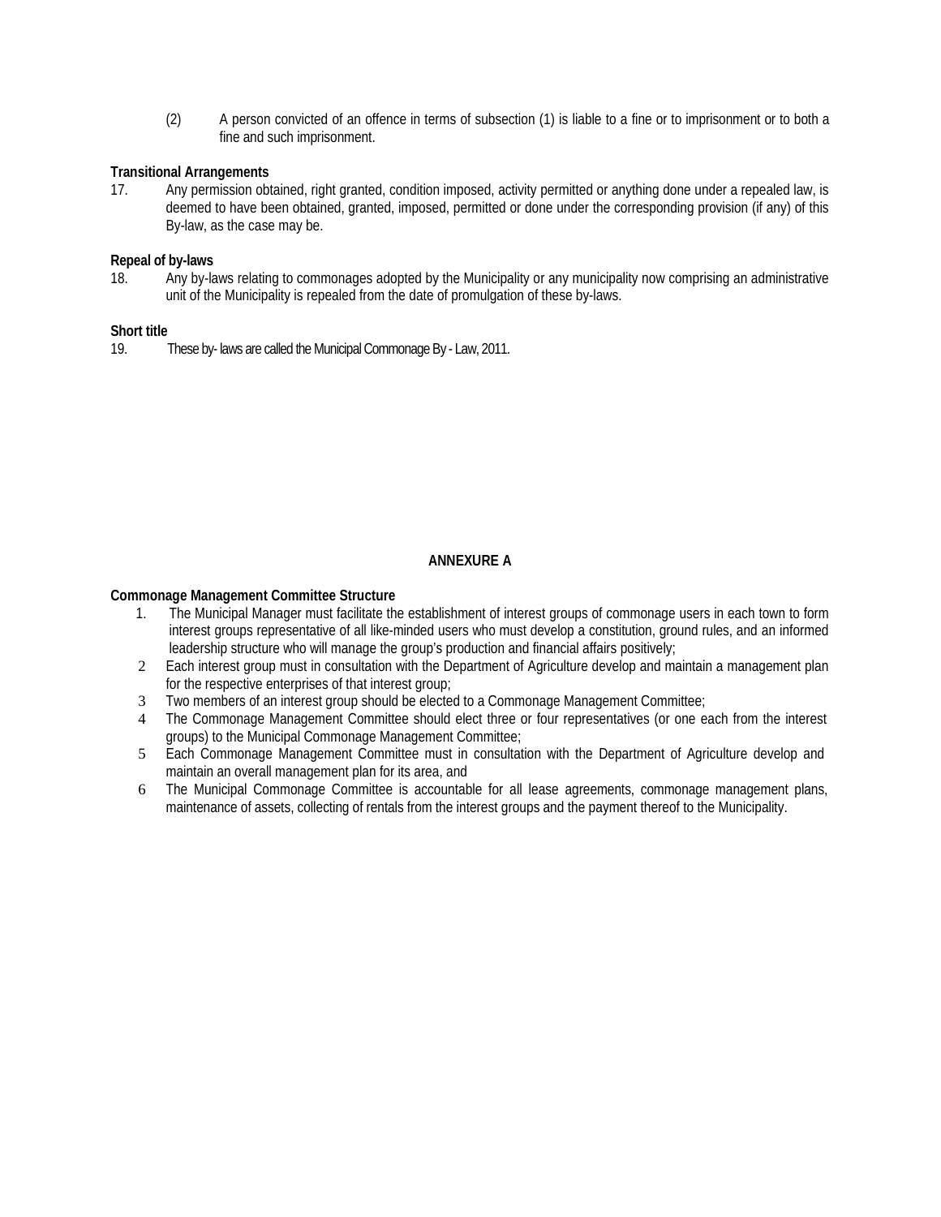(2) A person convicted of an offence in terms of subsection (1) is liable to a fine or to imprisonment or to both a fine and such imprisonment.

**Transitional Arrangements**

17. Any permission obtained, right granted, condition imposed, activity permitted or anything done under a repealed law, is deemed to have been obtained, granted, imposed, permitted or done under the corresponding provision (if any) of this By-law, as the case may be.

**Repeal of by-laws**

18. Any by-laws relating to commonages adopted by the Municipality or any municipality now comprising an administrative unit of the Municipality is repealed from the date of promulgation of these by-laws.

**Short title**

19. These by- laws are called the Municipal Commonage By - Law, 2011.

## ANNEXURE A

**Commonage Management Committee Structure**

1. The Municipal Manager must facilitate the establishment of interest groups of commonage users in each town to form interest groups representative of all like-minded users who must develop a constitution, ground rules, and an informed leadership structure who will manage the group's production and financial affairs positively;
2. Each interest group must in consultation with the Department of Agriculture develop and maintain a management plan for the respective enterprises of that interest group;
3. Two members of an interest group should be elected to a Commonage Management Committee;
4. The Commonage Management Committee should elect three or four representatives (or one each from the interest groups) to the Municipal Commonage Management Committee;
5. Each Commonage Management Committee must in consultation with the Department of Agriculture develop and maintain an overall management plan for its area, and
6. The Municipal Commonage Committee is accountable for all lease agreements, commonage management plans, maintenance of assets, collecting of rentals from the interest groups and the payment thereof to the Municipality.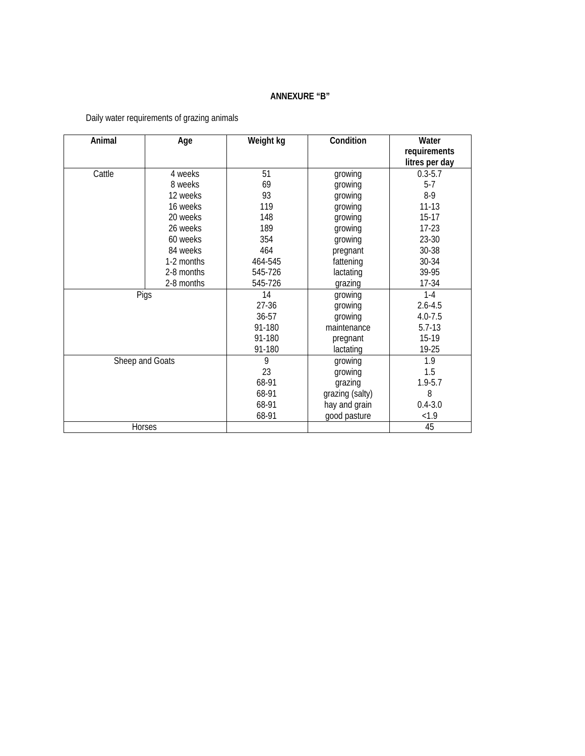**ANNEXURE "B"**

Daily water requirements of grazing animals

| Animal | Age | Weight kg | Condition | Water requirements litres per day |
|---|---|---|---|---|
| Cattle | 4 weeks | 51 | growing | 0.3-5.7 |
| | 8 weeks | 69 | growing | 5-7 |
| | 12 weeks | 93 | growing | 8-9 |
| | 16 weeks | 119 | growing | 11-13 |
| | 20 weeks | 148 | growing | 15-17 |
| | 26 weeks | 189 | growing | 17-23 |
| | 60 weeks | 354 | growing | 23-30 |
| | 84 weeks | 464 | pregnant | 30-38 |
| | 1-2 months | 464-545 | fattening | 30-34 |
| | 2-8 months | 545-726 | lactating | 39-95 |
| | 2-8 months | 545-726 | grazing | 17-34 |
| Pigs | | 14 | growing | 1-4 |
| | | 27-36 | growing | 2.6-4.5 |
| | | 36-57 | growing | 4.0-7.5 |
| | | 91-180 | maintenance | 5.7-13 |
| | | 91-180 | pregnant | 15-19 |
| | | 91-180 | lactating | 19-25 |
| Sheep and Goats | | 9 | growing | 1.9 |
| | | 23 | growing | 1.5 |
| | | 68-91 | grazing | 1.9-5.7 |
| | | 68-91 | grazing (salty) | 8 |
| | | 68-91 | hay and grain | 0.4-3.0 |
| | | 68-91 | good pasture | <1.9 |
| Horses | | | | 45 |